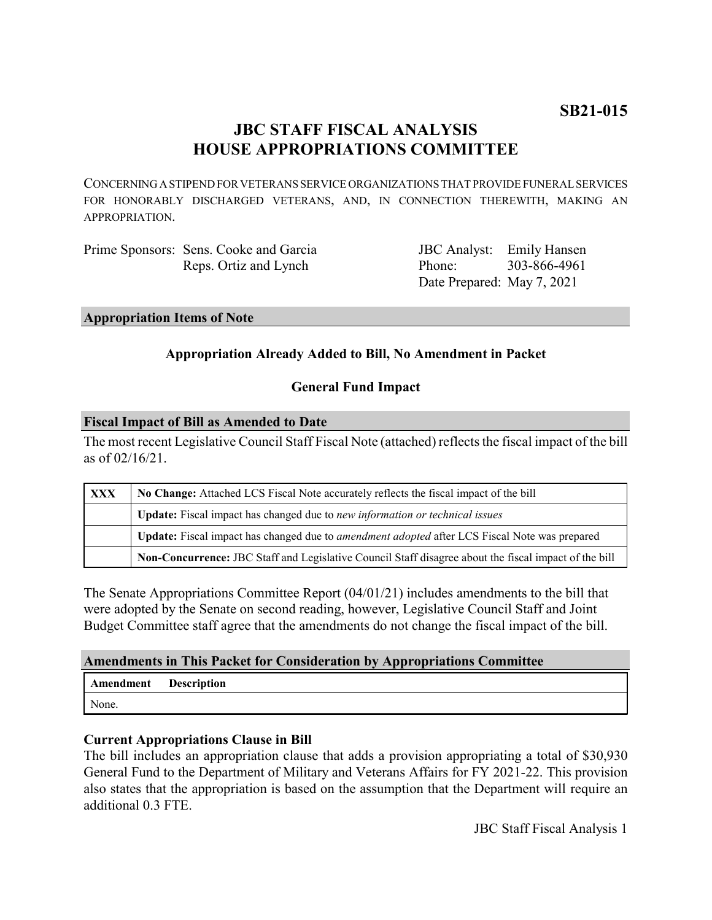**SB21-015**

# JBC STAFF FISCAL ANALYSIS
# HOUSE APPROPRIATIONS COMMITTEE

CONCERNING A STIPEND FOR VETERANS SERVICE ORGANIZATIONS THAT PROVIDE FUNERAL SERVICES FOR HONORABLY DISCHARGED VETERANS, AND, IN CONNECTION THEREWITH, MAKING AN APPROPRIATION.

| | | | |
|---|---|---|---|
| Prime Sponsors: | Sens. Cooke and Garcia | JBC Analyst: | Emily Hansen |
| | Reps. Ortiz and Lynch | Phone: | 303-866-4961 |
| | | Date Prepared: | May 7, 2021 |

## Appropriation Items of Note

**Appropriation Already Added to Bill, No Amendment in Packet**

**General Fund Impact**

## Fiscal Impact of Bill as Amended to Date

The most recent Legislative Council Staff Fiscal Note (attached) reflects the fiscal impact of the bill as of 02/16/21.

| | |
|---|---|
| **XXX** | **No Change:** Attached LCS Fiscal Note accurately reflects the fiscal impact of the bill |
| | **Update:** Fiscal impact has changed due to *new information or technical issues* |
| | **Update:** Fiscal impact has changed due to *amendment adopted* after LCS Fiscal Note was prepared |
| | **Non-Concurrence:** JBC Staff and Legislative Council Staff disagree about the fiscal impact of the bill |

The Senate Appropriations Committee Report (04/01/21) includes amendments to the bill that were adopted by the Senate on second reading, however, Legislative Council Staff and Joint Budget Committee staff agree that the amendments do not change the fiscal impact of the bill.

## Amendments in This Packet for Consideration by Appropriations Committee

| Amendment | Description |
|---|---|
| None. | |

### Current Appropriations Clause in Bill

The bill includes an appropriation clause that adds a provision appropriating a total of $30,930 General Fund to the Department of Military and Veterans Affairs for FY 2021-22. This provision also states that the appropriation is based on the assumption that the Department will require an additional 0.3 FTE.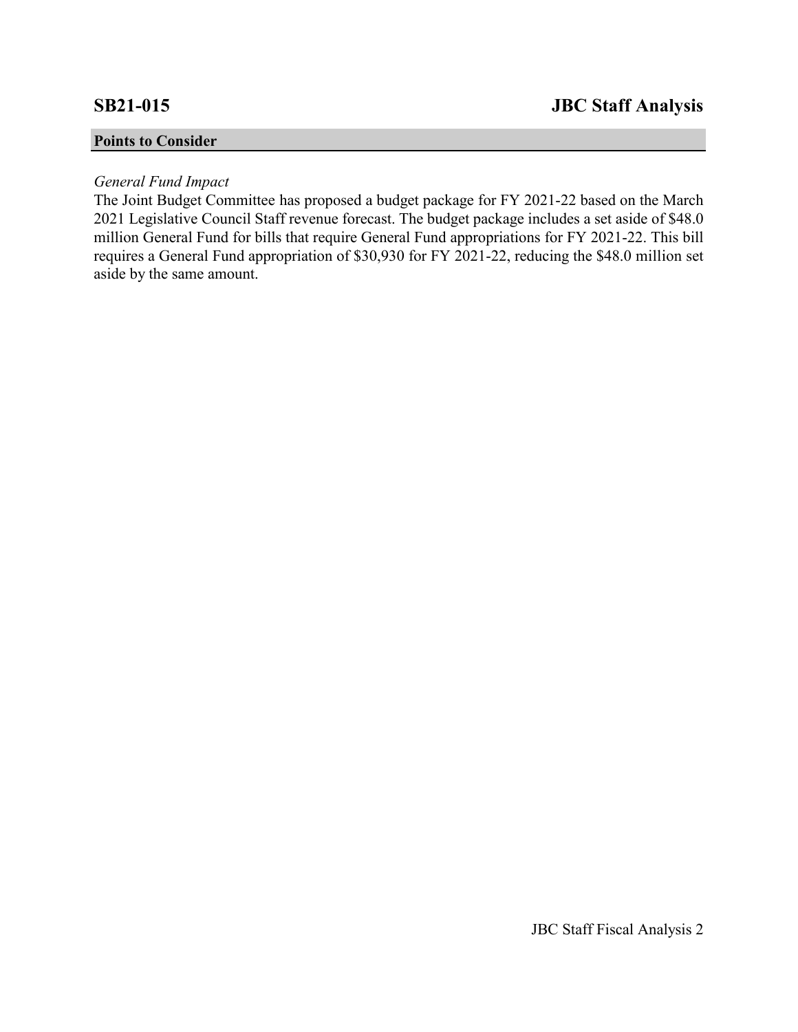## Points to Consider

*General Fund Impact*

The Joint Budget Committee has proposed a budget package for FY 2021-22 based on the March 2021 Legislative Council Staff revenue forecast. The budget package includes a set aside of $48.0 million General Fund for bills that require General Fund appropriations for FY 2021-22. This bill requires a General Fund appropriation of $30,930 for FY 2021-22, reducing the $48.0 million set aside by the same amount.